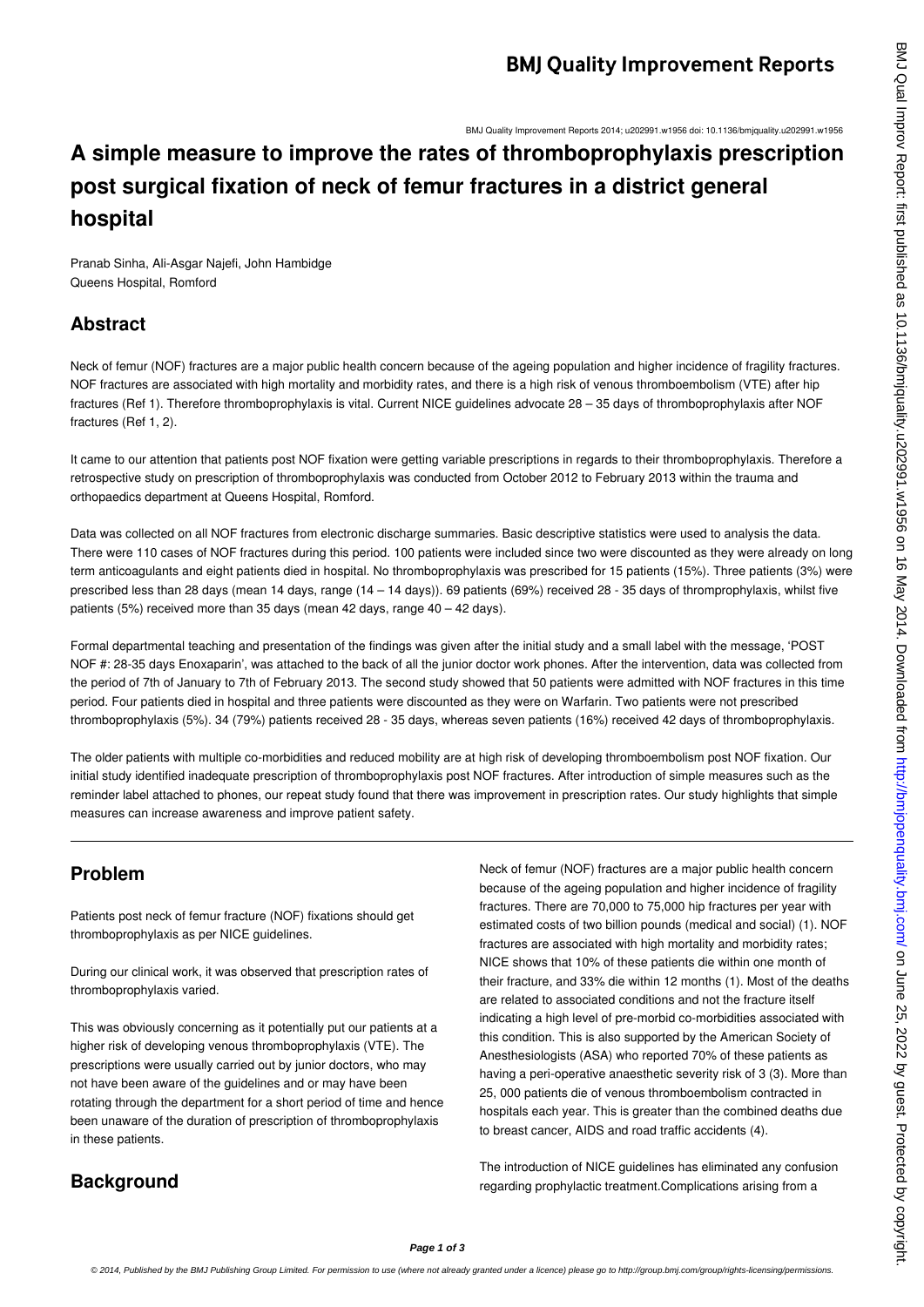# A simple measure to improve the rates of thromboprophylaxis prescription post surgical fixation of neck of femur fractures in a district general hospital

Pranab Sinha, Ali-Asgar Najefi, John Hambidge
Queens Hospital, Romford

## Abstract

Neck of femur (NOF) fractures are a major public health concern because of the ageing population and higher incidence of fragility fractures. NOF fractures are associated with high mortality and morbidity rates, and there is a high risk of venous thromboembolism (VTE) after hip fractures (Ref 1). Therefore thromboprophylaxis is vital. Current NICE guidelines advocate 28 – 35 days of thromboprophylaxis after NOF fractures (Ref 1, 2).

It came to our attention that patients post NOF fixation were getting variable prescriptions in regards to their thromboprophylaxis. Therefore a retrospective study on prescription of thromboprophylaxis was conducted from October 2012 to February 2013 within the trauma and orthopaedics department at Queens Hospital, Romford.

Data was collected on all NOF fractures from electronic discharge summaries. Basic descriptive statistics were used to analysis the data. There were 110 cases of NOF fractures during this period. 100 patients were included since two were discounted as they were already on long term anticoagulants and eight patients died in hospital. No thromboprophylaxis was prescribed for 15 patients (15%). Three patients (3%) were prescribed less than 28 days (mean 14 days, range (14 – 14 days)). 69 patients (69%) received 28 - 35 days of thromprophylaxis, whilst five patients (5%) received more than 35 days (mean 42 days, range 40 – 42 days).

Formal departmental teaching and presentation of the findings was given after the initial study and a small label with the message, 'POST NOF #: 28-35 days Enoxaparin', was attached to the back of all the junior doctor work phones. After the intervention, data was collected from the period of 7th of January to 7th of February 2013. The second study showed that 50 patients were admitted with NOF fractures in this time period. Four patients died in hospital and three patients were discounted as they were on Warfarin. Two patients were not prescribed thromboprophylaxis (5%). 34 (79%) patients received 28 - 35 days, whereas seven patients (16%) received 42 days of thromboprophylaxis.

The older patients with multiple co-morbidities and reduced mobility are at high risk of developing thromboembolism post NOF fixation. Our initial study identified inadequate prescription of thromboprophylaxis post NOF fractures. After introduction of simple measures such as the reminder label attached to phones, our repeat study found that there was improvement in prescription rates. Our study highlights that simple measures can increase awareness and improve patient safety.

## Problem

Patients post neck of femur fracture (NOF) fixations should get thromboprophylaxis as per NICE guidelines.

During our clinical work, it was observed that prescription rates of thromboprophylaxis varied.

This was obviously concerning as it potentially put our patients at a higher risk of developing venous thromboprophylaxis (VTE). The prescriptions were usually carried out by junior doctors, who may not have been aware of the guidelines and or may have been rotating through the department for a short period of time and hence been unaware of the duration of prescription of thromboprophylaxis in these patients.

## Background

Neck of femur (NOF) fractures are a major public health concern because of the ageing population and higher incidence of fragility fractures. There are 70,000 to 75,000 hip fractures per year with estimated costs of two billion pounds (medical and social) (1). NOF fractures are associated with high mortality and morbidity rates; NICE shows that 10% of these patients die within one month of their fracture, and 33% die within 12 months (1). Most of the deaths are related to associated conditions and not the fracture itself indicating a high level of pre-morbid co-morbidities associated with this condition. This is also supported by the American Society of Anesthesiologists (ASA) who reported 70% of these patients as having a peri-operative anaesthetic severity risk of 3 (3). More than 25, 000 patients die of venous thromboembolism contracted in hospitals each year. This is greater than the combined deaths due to breast cancer, AIDS and road traffic accidents (4).

The introduction of NICE guidelines has eliminated any confusion regarding prophylactic treatment.Complications arising from a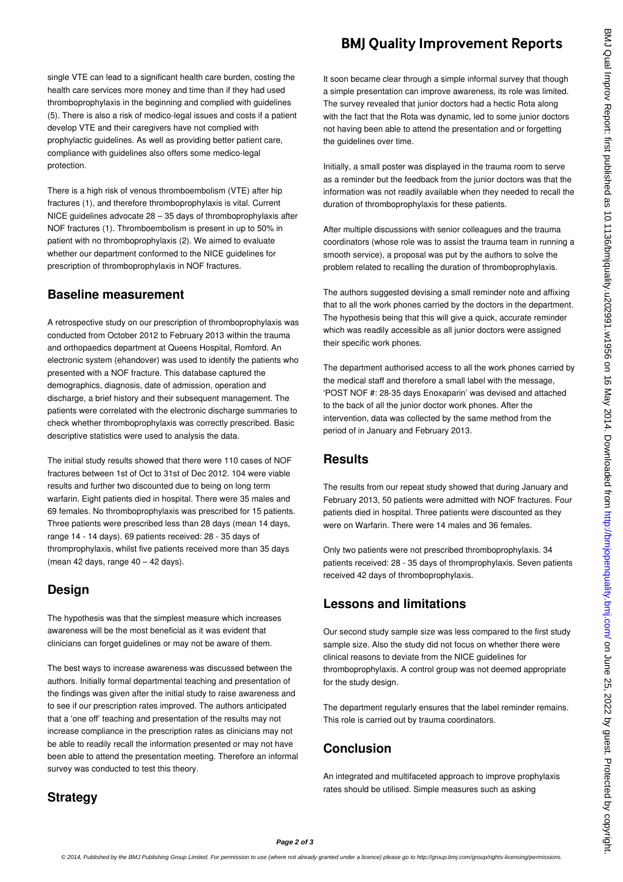single VTE can lead to a significant health care burden, costing the health care services more money and time than if they had used thromboprophylaxis in the beginning and complied with guidelines (5). There is also a risk of medico-legal issues and costs if a patient develop VTE and their caregivers have not complied with prophylactic guidelines. As well as providing better patient care, compliance with guidelines also offers some medico-legal protection.

There is a high risk of venous thromboembolism (VTE) after hip fractures (1), and therefore thromboprophylaxis is vital. Current NICE guidelines advocate 28 – 35 days of thromboprophylaxis after NOF fractures (1). Thromboembolism is present in up to 50% in patient with no thromboprophylaxis (2). We aimed to evaluate whether our department conformed to the NICE guidelines for prescription of thromboprophylaxis in NOF fractures.

## Baseline measurement

A retrospective study on our prescription of thromboprophylaxis was conducted from October 2012 to February 2013 within the trauma and orthopaedics department at Queens Hospital, Romford. An electronic system (ehandover) was used to identify the patients who presented with a NOF fracture. This database captured the demographics, diagnosis, date of admission, operation and discharge, a brief history and their subsequent management. The patients were correlated with the electronic discharge summaries to check whether thromboprophylaxis was correctly prescribed. Basic descriptive statistics were used to analysis the data.

The initial study results showed that there were 110 cases of NOF fractures between 1st of Oct to 31st of Dec 2012. 104 were viable results and further two discounted due to being on long term warfarin. Eight patients died in hospital. There were 35 males and 69 females. No thromboprophylaxis was prescribed for 15 patients. Three patients were prescribed less than 28 days (mean 14 days, range 14 - 14 days). 69 patients received: 28 - 35 days of thromprophylaxis, whilst five patients received more than 35 days (mean 42 days, range 40 – 42 days).

## Design

The hypothesis was that the simplest measure which increases awareness will be the most beneficial as it was evident that clinicians can forget guidelines or may not be aware of them.

The best ways to increase awareness was discussed between the authors. Initially formal departmental teaching and presentation of the findings was given after the initial study to raise awareness and to see if our prescription rates improved. The authors anticipated that a 'one off' teaching and presentation of the results may not increase compliance in the prescription rates as clinicians may not be able to readily recall the information presented or may not have been able to attend the presentation meeting. Therefore an informal survey was conducted to test this theory.

## Strategy

It soon became clear through a simple informal survey that though a simple presentation can improve awareness, its role was limited. The survey revealed that junior doctors had a hectic Rota along with the fact that the Rota was dynamic, led to some junior doctors not having been able to attend the presentation and or forgetting the guidelines over time.

Initially, a small poster was displayed in the trauma room to serve as a reminder but the feedback from the junior doctors was that the information was not readily available when they needed to recall the duration of thromboprophylaxis for these patients.

After multiple discussions with senior colleagues and the trauma coordinators (whose role was to assist the trauma team in running a smooth service), a proposal was put by the authors to solve the problem related to recalling the duration of thromboprophylaxis.

The authors suggested devising a small reminder note and affixing that to all the work phones carried by the doctors in the department. The hypothesis being that this will give a quick, accurate reminder which was readily accessible as all junior doctors were assigned their specific work phones.

The department authorised access to all the work phones carried by the medical staff and therefore a small label with the message, 'POST NOF #: 28-35 days Enoxaparin' was devised and attached to the back of all the junior doctor work phones. After the intervention, data was collected by the same method from the period of in January and February 2013.

## Results

The results from our repeat study showed that during January and February 2013, 50 patients were admitted with NOF fractures. Four patients died in hospital. Three patients were discounted as they were on Warfarin. There were 14 males and 36 females.

Only two patients were not prescribed thromboprophylaxis. 34 patients received: 28 - 35 days of thromprophylaxis. Seven patients received 42 days of thromboprophylaxis.

## Lessons and limitations

Our second study sample size was less compared to the first study sample size. Also the study did not focus on whether there were clinical reasons to deviate from the NICE guidelines for thromboprophylaxis. A control group was not deemed appropriate for the study design.

The department regularly ensures that the label reminder remains. This role is carried out by trauma coordinators.

## Conclusion

An integrated and multifaceted approach to improve prophylaxis rates should be utilised. Simple measures such as asking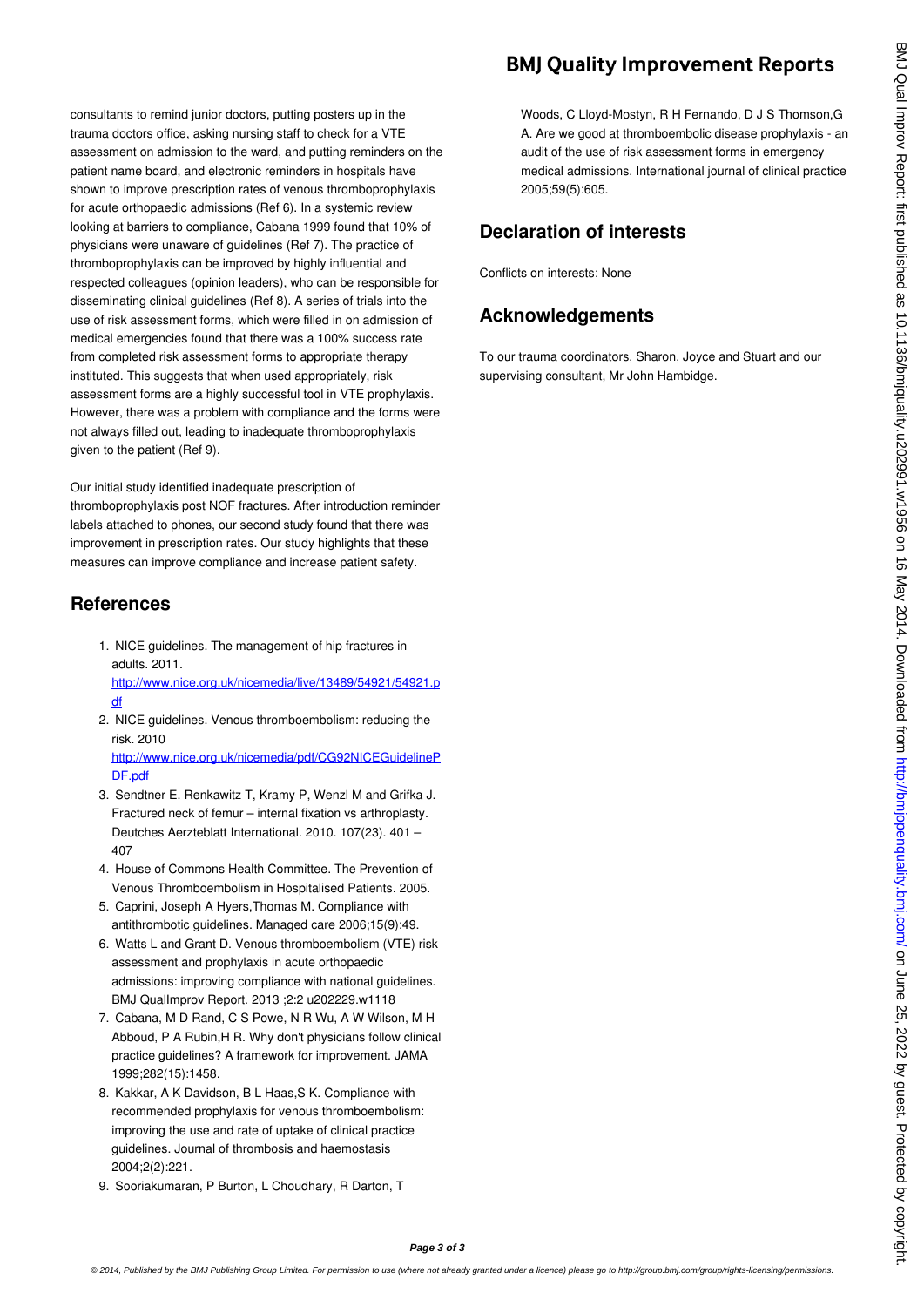consultants to remind junior doctors, putting posters up in the trauma doctors office, asking nursing staff to check for a VTE assessment on admission to the ward, and putting reminders on the patient name board, and electronic reminders in hospitals have shown to improve prescription rates of venous thromboprophylaxis for acute orthopaedic admissions (Ref 6). In a systemic review looking at barriers to compliance, Cabana 1999 found that 10% of physicians were unaware of guidelines (Ref 7). The practice of thromboprophylaxis can be improved by highly influential and respected colleagues (opinion leaders), who can be responsible for disseminating clinical guidelines (Ref 8). A series of trials into the use of risk assessment forms, which were filled in on admission of medical emergencies found that there was a 100% success rate from completed risk assessment forms to appropriate therapy instituted. This suggests that when used appropriately, risk assessment forms are a highly successful tool in VTE prophylaxis. However, there was a problem with compliance and the forms were not always filled out, leading to inadequate thromboprophylaxis given to the patient (Ref 9).

Our initial study identified inadequate prescription of thromboprophylaxis post NOF fractures. After introduction reminder labels attached to phones, our second study found that there was improvement in prescription rates. Our study highlights that these measures can improve compliance and increase patient safety.

## References

1. NICE guidelines. The management of hip fractures in adults. 2011. http://www.nice.org.uk/nicemedia/live/13489/54921/54921.pdf
2. NICE guidelines. Venous thromboembolism: reducing the risk. 2010 http://www.nice.org.uk/nicemedia/pdf/CG92NICEGuidelinePDF.pdf
3. Sendtner E. Renkawitz T, Kramy P, Wenzl M and Grifka J. Fractured neck of femur – internal fixation vs arthroplasty. Deutches Aerzteblatt International. 2010. 107(23). 401 – 407
4. House of Commons Health Committee. The Prevention of Venous Thromboembolism in Hospitalised Patients. 2005.
5. Caprini, Joseph A Hyers,Thomas M. Compliance with antithrombotic guidelines. Managed care 2006;15(9):49.
6. Watts L and Grant D. Venous thromboembolism (VTE) risk assessment and prophylaxis in acute orthopaedic admissions: improving compliance with national guidelines. BMJ QualImprov Report. 2013 ;2:2 u202229.w1118
7. Cabana, M D Rand, C S Powe, N R Wu, A W Wilson, M H Abboud, P A Rubin,H R. Why don't physicians follow clinical practice guidelines? A framework for improvement. JAMA 1999;282(15):1458.
8. Kakkar, A K Davidson, B L Haas,S K. Compliance with recommended prophylaxis for venous thromboembolism: improving the use and rate of uptake of clinical practice guidelines. Journal of thrombosis and haemostasis 2004;2(2):221.
9. Sooriakumaran, P Burton, L Choudhary, R Darton, T Woods, C Lloyd-Mostyn, R H Fernando, D J S Thomson,G A. Are we good at thromboembolic disease prophylaxis - an audit of the use of risk assessment forms in emergency medical admissions. International journal of clinical practice 2005;59(5):605.

## Declaration of interests

Conflicts on interests: None

## Acknowledgements

To our trauma coordinators, Sharon, Joyce and Stuart and our supervising consultant, Mr John Hambidge.